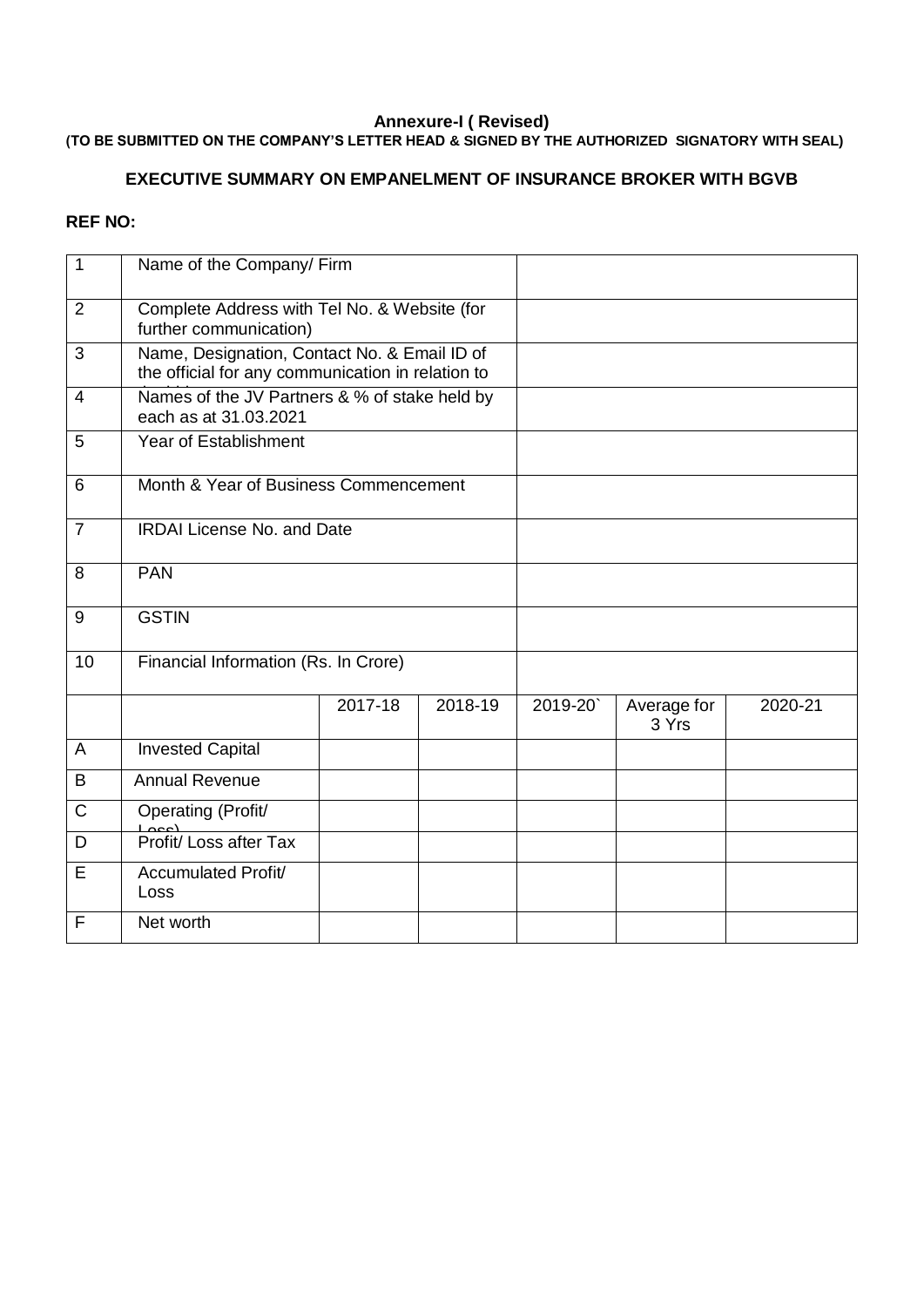**Annexure-I ( Revised)**

**(TO BE SUBMITTED ON THE COMPANY'S LETTER HEAD & SIGNED BY THE AUTHORIZED SIGNATORY WITH SEAL)**

**EXECUTIVE SUMMARY ON EMPANELMENT OF INSURANCE BROKER WITH BGVB**

**REF NO:**

| 1 | Name of the Company/ Firm | | | | | |
|---|---|---|---|---|---|---|
| 2 | Complete Address with Tel No. & Website (for further communication) | | | | | |
| 3 | Name, Designation, Contact No. & Email ID of the official for any communication in relation to | | | | | |
| 4 | Names of the JV Partners & % of stake held by each as at 31.03.2021 | | | | | |
| 5 | Year of Establishment | | | | | |
| 6 | Month & Year of Business Commencement | | | | | |
| 7 | IRDAI License No. and Date | | | | | |
| 8 | PAN | | | | | |
| 9 | GSTIN | | | | | |
| 10 | Financial Information (Rs. In Crore) | | | | | |
| | | 2017-18 | 2018-19 | 2019-20` | Average for 3 Yrs | 2020-21 |
| A | Invested Capital | | | | | |
| B | Annual Revenue | | | | | |
| C | Operating (Profit/ Loss) | | | | | |
| D | Profit/ Loss after Tax | | | | | |
| E | Accumulated Profit/ Loss | | | | | |
| F | Net worth | | | | | |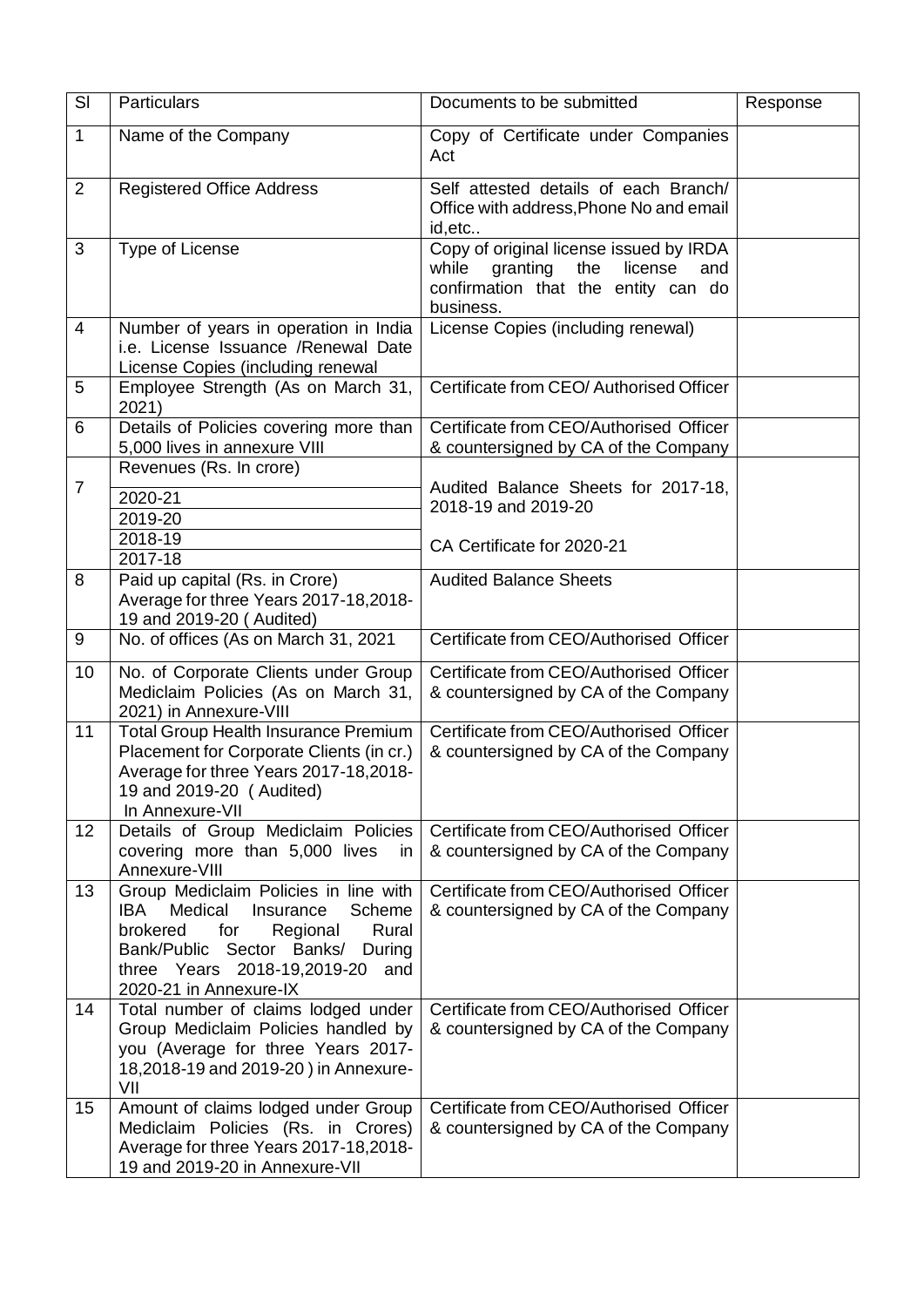| Sl | Particulars | Documents to be submitted | Response |
|---|---|---|---|
| 1 | Name of the Company | Copy of Certificate under Companies Act | |
| 2 | Registered Office Address | Self attested details of each Branch/ Office with address,Phone No and email id,etc.. | |
| 3 | Type of License | Copy of original license issued by IRDA while granting the license and confirmation that the entity can do business. | |
| 4 | Number of years in operation in India i.e. License Issuance /Renewal Date License Copies (including renewal | License Copies (including renewal) | |
| 5 | Employee Strength (As on March 31, 2021) | Certificate from CEO/ Authorised Officer | |
| 6 | Details of Policies covering more than 5,000 lives in annexure VIII | Certificate from CEO/Authorised Officer & countersigned by CA of the Company | |
| 7 | Revenues (Rs. In crore) | Audited Balance Sheets for 2017-18, 2018-19 and 2019-20<br><br>CA Certificate for 2020-21 | |
| | 2020-21 | | |
| | 2019-20 | | |
| | 2018-19 | | |
| | 2017-18 | | |
| 8 | Paid up capital (Rs. in Crore) Average for three Years 2017-18,2018-19 and 2019-20 ( Audited) | Audited Balance Sheets | |
| 9 | No. of offices (As on March 31, 2021 | Certificate from CEO/Authorised Officer | |
| 10 | No. of Corporate Clients under Group Mediclaim Policies (As on March 31, 2021) in Annexure-VIII | Certificate from CEO/Authorised Officer & countersigned by CA of the Company | |
| 11 | Total Group Health Insurance Premium Placement for Corporate Clients (in cr.) Average for three Years 2017-18,2018-19 and 2019-20 ( Audited) In Annexure-VII | Certificate from CEO/Authorised Officer & countersigned by CA of the Company | |
| 12 | Details of Group Mediclaim Policies covering more than 5,000 lives in Annexure-VIII | Certificate from CEO/Authorised Officer & countersigned by CA of the Company | |
| 13 | Group Mediclaim Policies in line with IBA Medical Insurance Scheme brokered for Regional Rural Bank/Public Sector Banks/ During three Years 2018-19,2019-20 and 2020-21 in Annexure-IX | Certificate from CEO/Authorised Officer & countersigned by CA of the Company | |
| 14 | Total number of claims lodged under Group Mediclaim Policies handled by you (Average for three Years 2017-18,2018-19 and 2019-20 ) in Annexure-VII | Certificate from CEO/Authorised Officer & countersigned by CA of the Company | |
| 15 | Amount of claims lodged under Group Mediclaim Policies (Rs. in Crores) Average for three Years 2017-18,2018-19 and 2019-20 in Annexure-VII | Certificate from CEO/Authorised Officer & countersigned by CA of the Company | |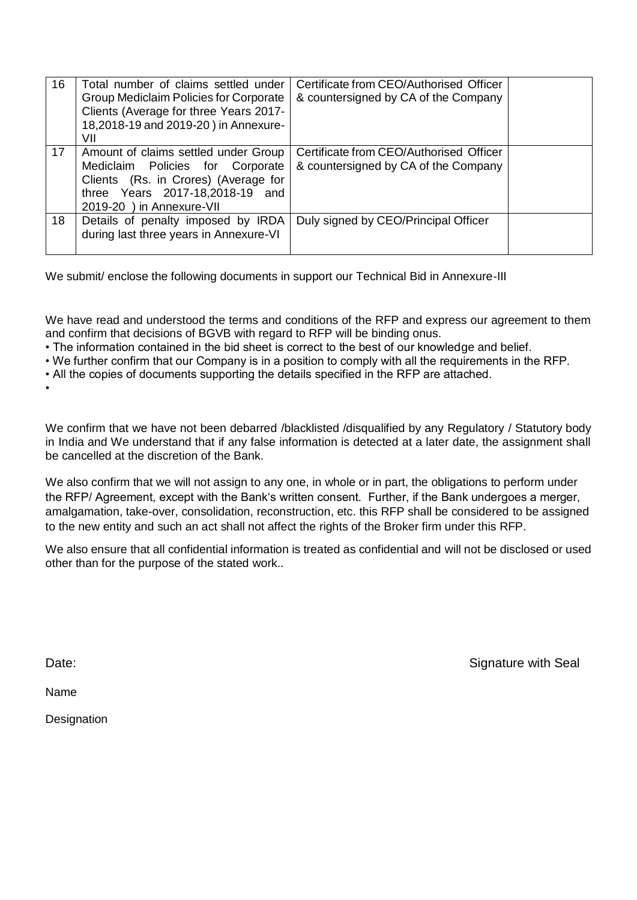| 16 | Total number of claims settled under Group Mediclaim Policies for Corporate Clients (Average for three Years 2017-18,2018-19 and 2019-20 ) in Annexure-VII | Certificate from CEO/Authorised Officer & countersigned by CA of the Company | |
|---|---|---|---|
| 17 | Amount of claims settled under Group Mediclaim Policies for Corporate Clients (Rs. in Crores) (Average for three Years 2017-18,2018-19 and 2019-20 ) in Annexure-VII | Certificate from CEO/Authorised Officer & countersigned by CA of the Company | |
| 18 | Details of penalty imposed by IRDA during last three years in Annexure-VI | Duly signed by CEO/Principal Officer | |

We submit/ enclose the following documents in support our Technical Bid in Annexure-III

We have read and understood the terms and conditions of the RFP and express our agreement to them and confirm that decisions of BGVB with regard to RFP will be binding onus.

- The information contained in the bid sheet is correct to the best of our knowledge and belief.
- We further confirm that our Company is in a position to comply with all the requirements in the RFP.
- All the copies of documents supporting the details specified in the RFP are attached.
-

We confirm that we have not been debarred /blacklisted /disqualified by any Regulatory / Statutory body in India and We understand that if any false information is detected at a later date, the assignment shall be cancelled at the discretion of the Bank.

We also confirm that we will not assign to any one, in whole or in part, the obligations to perform under the RFP/ Agreement, except with the Bank's written consent. Further, if the Bank undergoes a merger, amalgamation, take-over, consolidation, reconstruction, etc. this RFP shall be considered to be assigned to the new entity and such an act shall not affect the rights of the Broker firm under this RFP.

We also ensure that all confidential information is treated as confidential and will not be disclosed or used other than for the purpose of the stated work..

Date: Signature with Seal

Name

Designation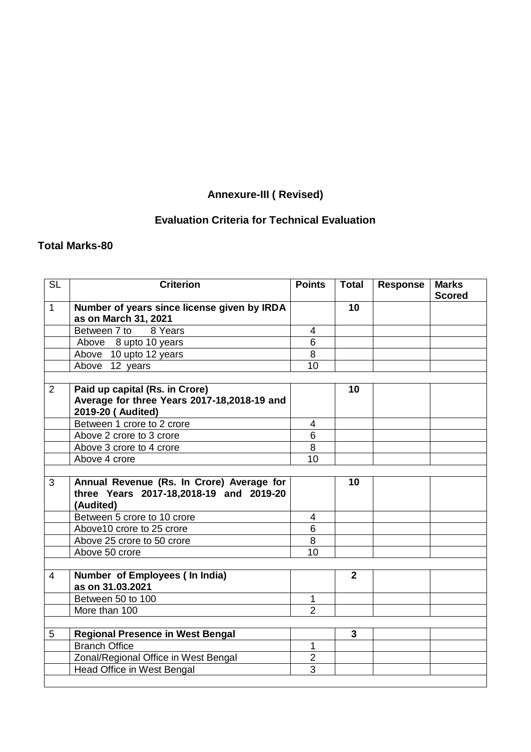**Annexure-III ( Revised)**

**Evaluation Criteria for Technical Evaluation**

**Total Marks-80**

| SL | Criterion | Points | Total | Response | Marks Scored |
|---|---|---|---|---|---|
| 1 | **Number of years since license given by IRDA as on March 31, 2021** | | **10** | | |
| | Between 7 to 8 Years | 4 | | | |
| | Above 8 upto 10 years | 6 | | | |
| | Above 10 upto 12 years | 8 | | | |
| | Above 12 years | 10 | | | |
| | | | | | |
| 2 | **Paid up capital (Rs. in Crore) Average for three Years 2017-18,2018-19 and 2019-20 ( Audited)** | | **10** | | |
| | Between 1 crore to 2 crore | 4 | | | |
| | Above 2 crore to 3 crore | 6 | | | |
| | Above 3 crore to 4 crore | 8 | | | |
| | Above 4 crore | 10 | | | |
| | | | | | |
| 3 | **Annual Revenue (Rs. In Crore) Average for three Years 2017-18,2018-19 and 2019-20 (Audited)** | | **10** | | |
| | Between 5 crore to 10 crore | 4 | | | |
| | Above10 crore to 25 crore | 6 | | | |
| | Above 25 crore to 50 crore | 8 | | | |
| | Above 50 crore | 10 | | | |
| | | | | | |
| 4 | **Number of Employees ( In India) as on 31.03.2021** | | **2** | | |
| | Between 50 to 100 | 1 | | | |
| | More than 100 | 2 | | | |
| | | | | | |
| 5 | **Regional Presence in West Bengal** | | **3** | | |
| | Branch Office | 1 | | | |
| | Zonal/Regional Office in West Bengal | 2 | | | |
| | Head Office in West Bengal | 3 | | | |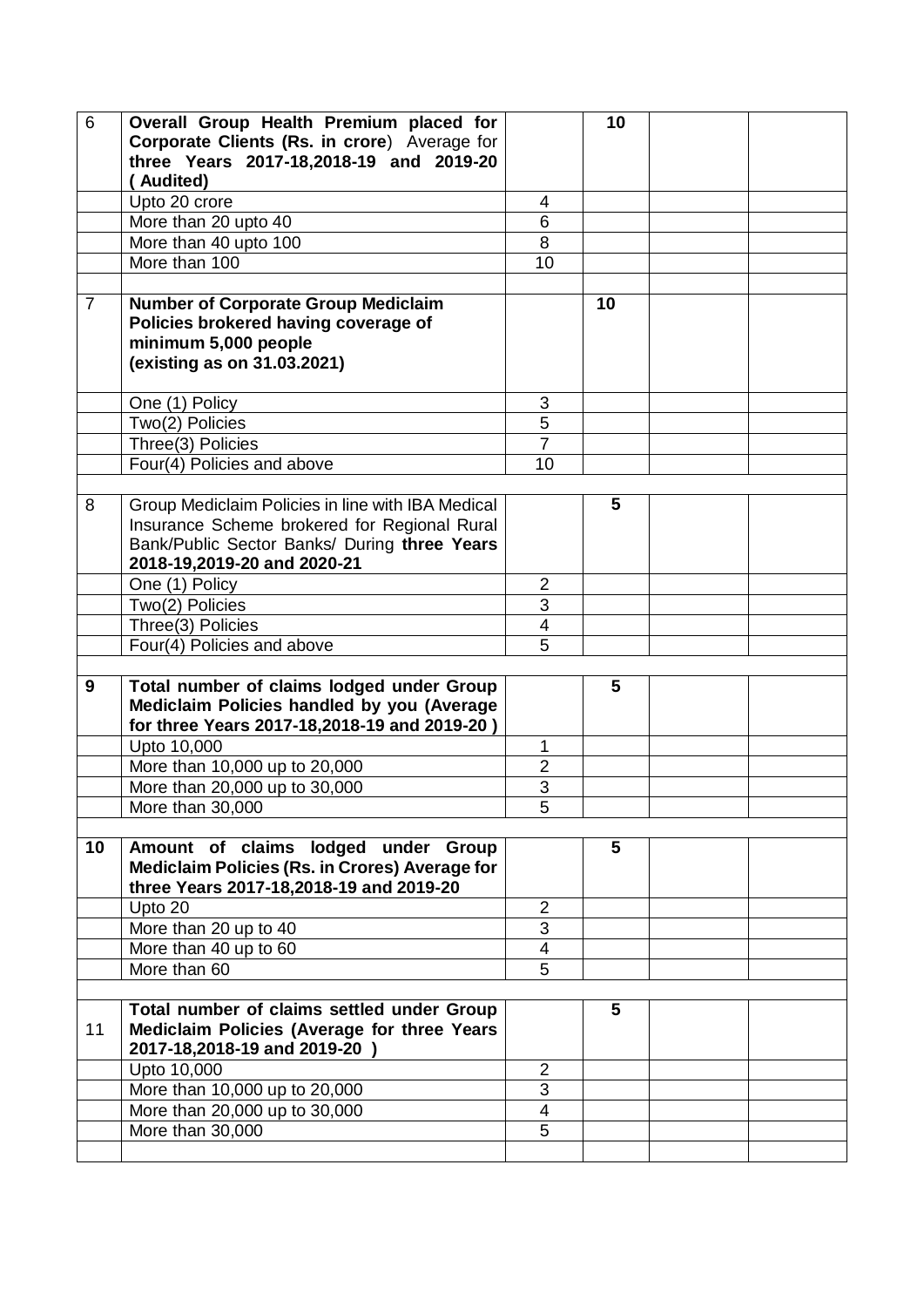| 6 | **Overall Group Health Premium placed for Corporate Clients (Rs. in crore**) Average for **three Years 2017-18,2018-19 and 2019-20 ( Audited)** | | **10** | | |
|---|---|---|---|---|---|
| | Upto 20 crore | 4 | | | |
| | More than 20 upto 40 | 6 | | | |
| | More than 40 upto 100 | 8 | | | |
| | More than 100 | 10 | | | |
| | | | | | |
| 7 | **Number of Corporate Group Mediclaim Policies brokered having coverage of minimum 5,000 people (existing as on 31.03.2021)** | | **10** | | |
| | One (1) Policy | 3 | | | |
| | Two(2) Policies | 5 | | | |
| | Three(3) Policies | 7 | | | |
| | Four(4) Policies and above | 10 | | | |
| | | | | | |
| 8 | Group Mediclaim Policies in line with IBA Medical Insurance Scheme brokered for Regional Rural Bank/Public Sector Banks/ During **three Years 2018-19,2019-20 and 2020-21** | | **5** | | |
| | One (1) Policy | 2 | | | |
| | Two(2) Policies | 3 | | | |
| | Three(3) Policies | 4 | | | |
| | Four(4) Policies and above | 5 | | | |
| | | | | | |
| **9** | **Total number of claims lodged under Group Mediclaim Policies handled by you (Average for three Years 2017-18,2018-19 and 2019-20 )** | | **5** | | |
| | Upto 10,000 | 1 | | | |
| | More than 10,000 up to 20,000 | 2 | | | |
| | More than 20,000 up to 30,000 | 3 | | | |
| | More than 30,000 | 5 | | | |
| | | | | | |
| **10** | **Amount of claims lodged under Group Mediclaim Policies (Rs. in Crores) Average for three Years 2017-18,2018-19 and 2019-20** | | **5** | | |
| | Upto 20 | 2 | | | |
| | More than 20 up to 40 | 3 | | | |
| | More than 40 up to 60 | 4 | | | |
| | More than 60 | 5 | | | |
| | | | | | |
| 11 | **Total number of claims settled under Group Mediclaim Policies (Average for three Years 2017-18,2018-19 and 2019-20 )** | | **5** | | |
| | Upto 10,000 | 2 | | | |
| | More than 10,000 up to 20,000 | 3 | | | |
| | More than 20,000 up to 30,000 | 4 | | | |
| | More than 30,000 | 5 | | | |
| | | | | | |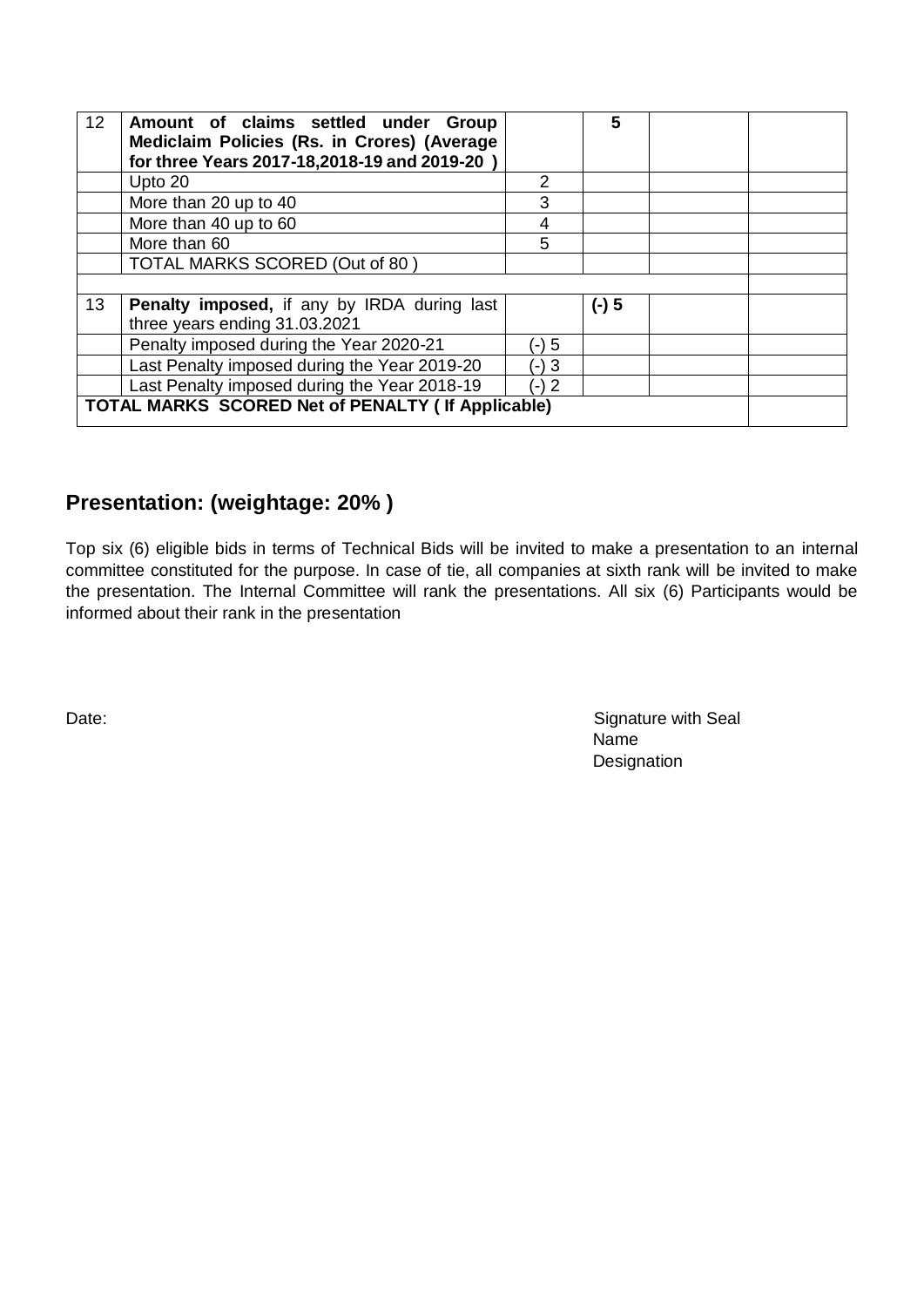| 12 | **Amount of claims settled under Group Mediclaim Policies (Rs. in Crores) (Average for three Years 2017-18,2018-19 and 2019-20 )** | | **5** | | |
|---|---|---|---|---|---|
| | Upto 20 | 2 | | | |
| | More than 20 up to 40 | 3 | | | |
| | More than 40 up to 60 | 4 | | | |
| | More than 60 | 5 | | | |
| | TOTAL MARKS SCORED (Out of 80 ) | | | | |
| | | | | | |
| 13 | **Penalty imposed,** if any by IRDA during last three years ending 31.03.2021 | | **(-) 5** | | |
| | Penalty imposed during the Year 2020-21 | (-) 5 | | | |
| | Last Penalty imposed during the Year 2019-20 | (-) 3 | | | |
| | Last Penalty imposed during the Year 2018-19 | (-) 2 | | | |
| **TOTAL MARKS SCORED Net of PENALTY ( If Applicable)** | | | | | |

## Presentation: (weightage: 20% )

Top six (6) eligible bids in terms of Technical Bids will be invited to make a presentation to an internal committee constituted for the purpose. In case of tie, all companies at sixth rank will be invited to make the presentation. The Internal Committee will rank the presentations. All six (6) Participants would be informed about their rank in the presentation

Date:

Signature with Seal
Name
Designation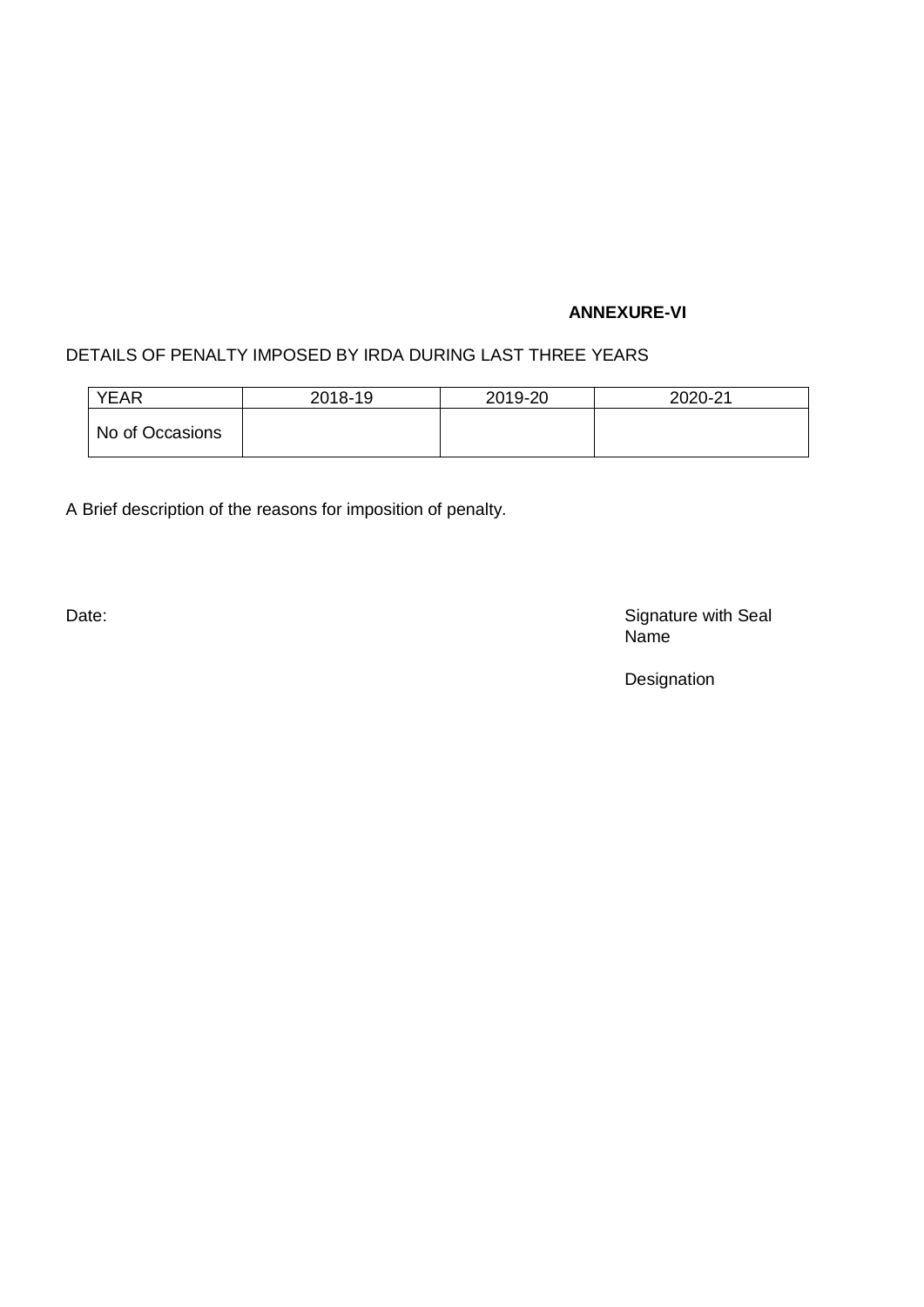**ANNEXURE-VI**

DETAILS OF PENALTY IMPOSED BY IRDA DURING LAST THREE YEARS

| YEAR | 2018-19 | 2019-20 | 2020-21 |
|---|---|---|---|
| No of Occasions | | | |

A Brief description of the reasons for imposition of penalty.

Date:

Signature with Seal
Name

Designation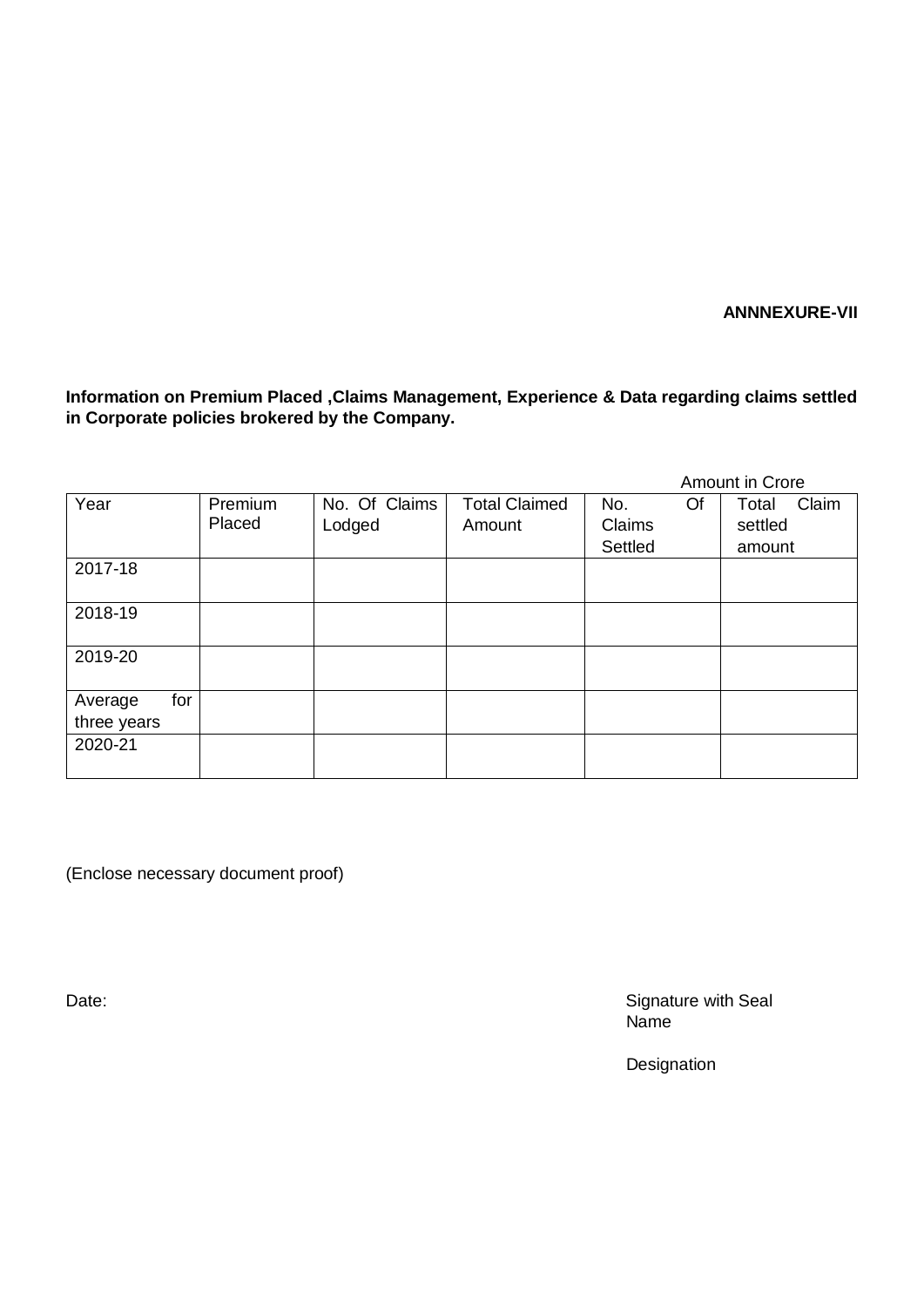**ANNNEXURE-VII**

**Information on Premium Placed ,Claims Management, Experience & Data regarding claims settled in Corporate policies brokered by the Company.**

Amount in Crore

| Year | Premium Placed | No. Of Claims Lodged | Total Claimed Amount | No. Of Claims Settled | Total Claim settled amount |
|---|---|---|---|---|---|
| 2017-18 | | | | | |
| 2018-19 | | | | | |
| 2019-20 | | | | | |
| Average for three years | | | | | |
| 2020-21 | | | | | |

(Enclose necessary document proof)

Date:

Signature with Seal
Name

Designation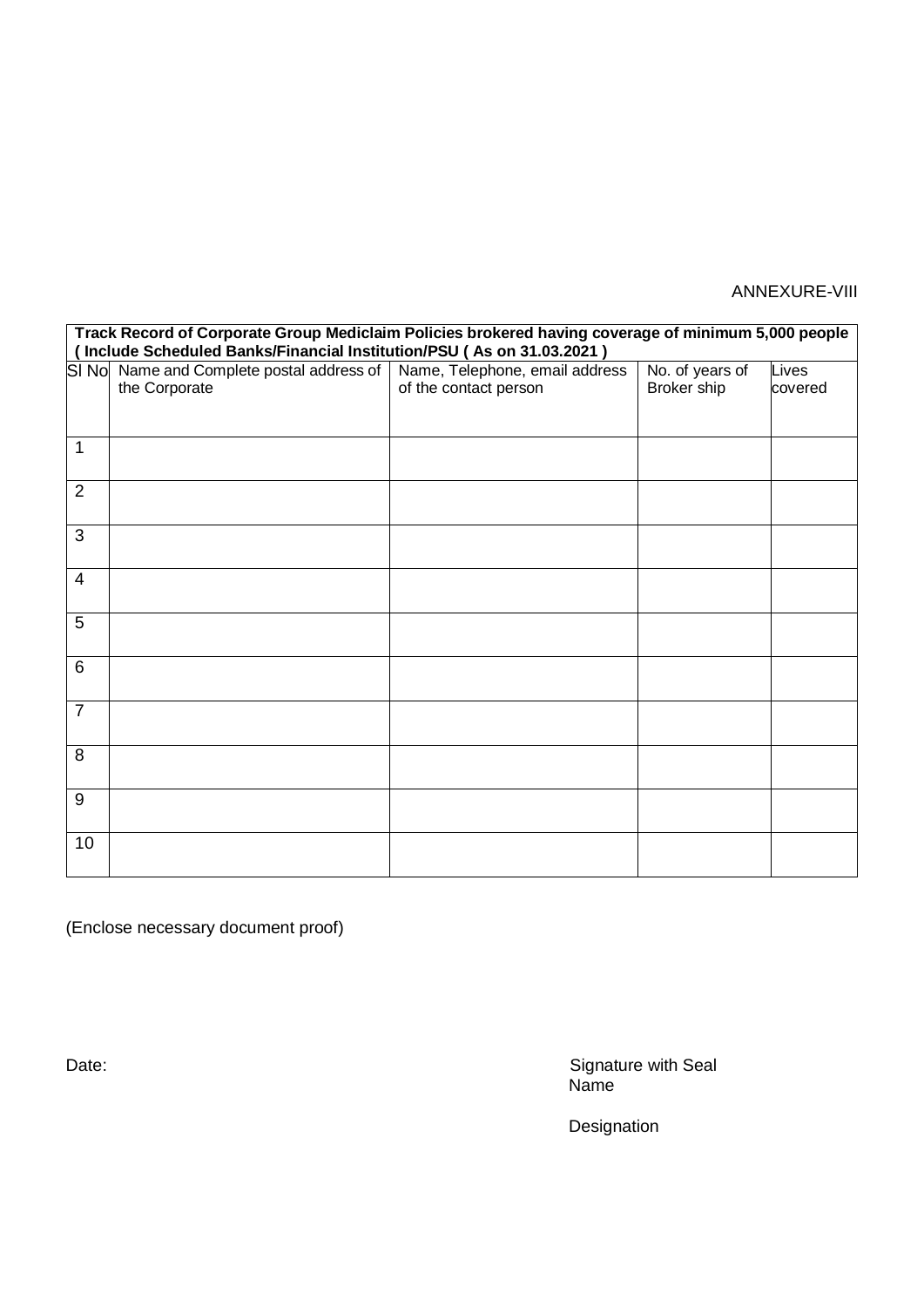ANNEXURE-VIII

**Track Record of Corporate Group Mediclaim Policies brokered having coverage of minimum 5,000 people ( Include Scheduled Banks/Financial Institution/PSU ( As on 31.03.2021 )**

| Sl No | Name and Complete postal address of the Corporate | Name, Telephone, email address of the contact person | No. of years of Broker ship | Lives covered |
|---|---|---|---|---|
| 1 | | | | |
| 2 | | | | |
| 3 | | | | |
| 4 | | | | |
| 5 | | | | |
| 6 | | | | |
| 7 | | | | |
| 8 | | | | |
| 9 | | | | |
| 10 | | | | |

(Enclose necessary document proof)

Date:

Signature with Seal
Name

Designation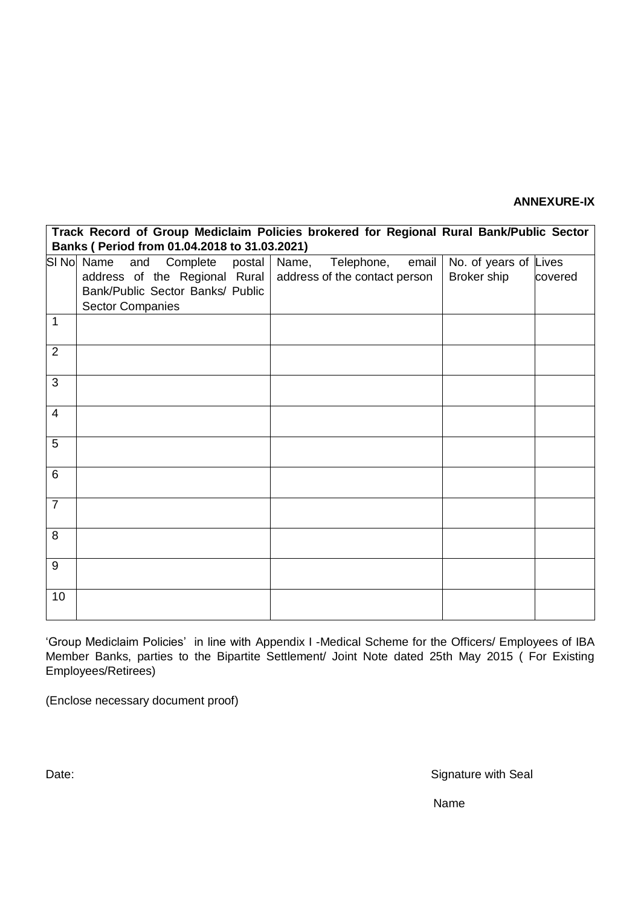**ANNEXURE-IX**

| **Track Record of Group Mediclaim Policies brokered for Regional Rural Bank/Public Sector Banks ( Period from 01.04.2018 to 31.03.2021)** | | | | |
|---|---|---|---|---|
| Sl No | Name and Complete postal address of the Regional Rural Bank/Public Sector Banks/ Public Sector Companies | Name, Telephone, email address of the contact person | No. of years of Broker ship | Lives covered |
| 1 | | | | |
| 2 | | | | |
| 3 | | | | |
| 4 | | | | |
| 5 | | | | |
| 6 | | | | |
| 7 | | | | |
| 8 | | | | |
| 9 | | | | |
| 10 | | | | |

'Group Mediclaim Policies' in line with Appendix I -Medical Scheme for the Officers/ Employees of IBA Member Banks, parties to the Bipartite Settlement/ Joint Note dated 25th May 2015 ( For Existing Employees/Retirees)

(Enclose necessary document proof)

Date: Signature with Seal

Name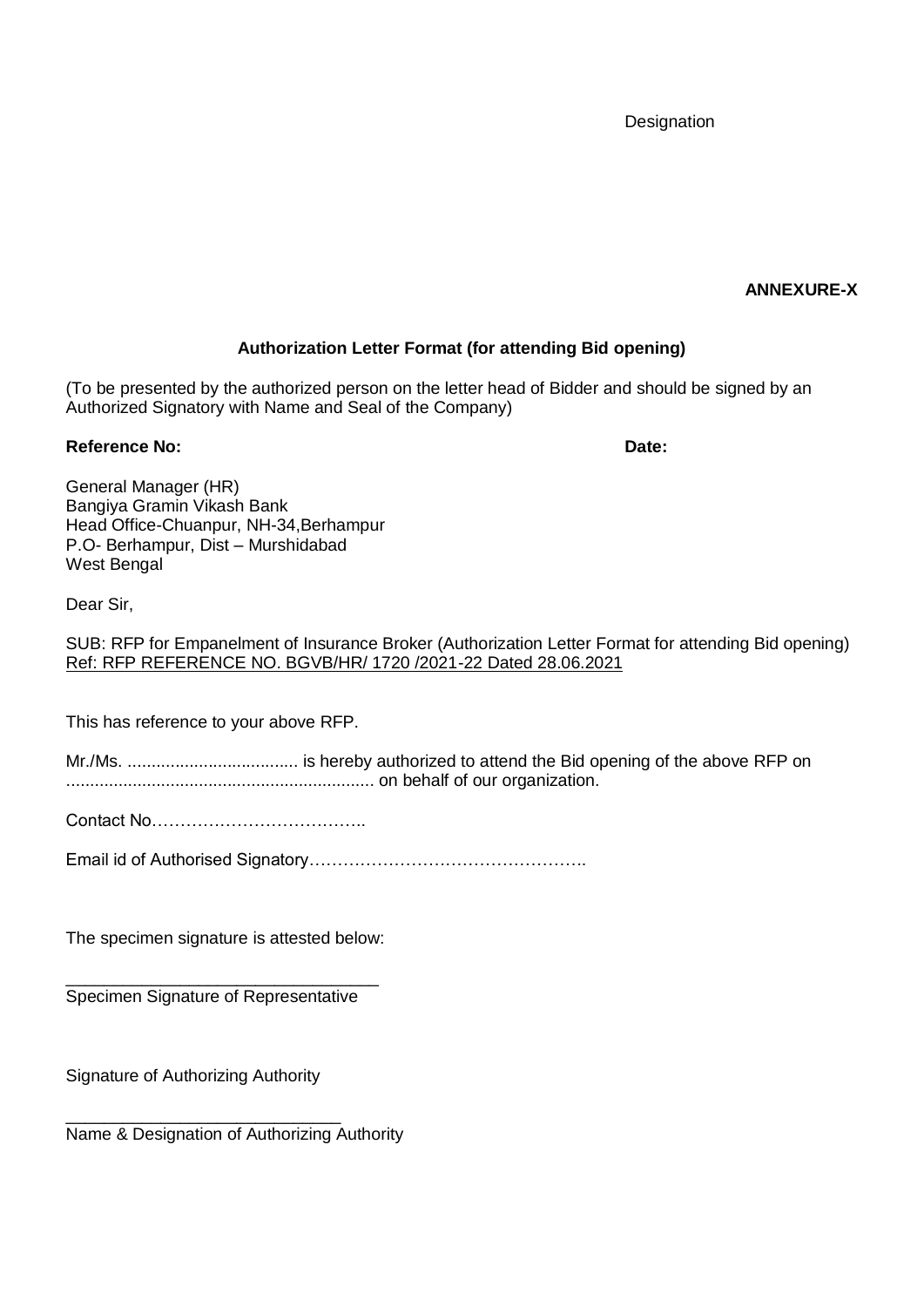Designation

**ANNEXURE-X**

**Authorization Letter Format (for attending Bid opening)**

(To be presented by the authorized person on the letter head of Bidder and should be signed by an Authorized Signatory with Name and Seal of the Company)

**Reference No:** **Date:**

General Manager (HR)
Bangiya Gramin Vikash Bank
Head Office-Chuanpur, NH-34,Berhampur
P.O- Berhampur, Dist – Murshidabad
West Bengal

Dear Sir,

SUB: RFP for Empanelment of Insurance Broker (Authorization Letter Format for attending Bid opening)
Ref: RFP REFERENCE NO. BGVB/HR/ 1720 /2021-22 Dated 28.06.2021

This has reference to your above RFP.

Mr./Ms. .................................... is hereby authorized to attend the Bid opening of the above RFP on ................................................................ on behalf of our organization.

Contact No………………………………..

Email id of Authorised Signatory………………………………………….

The specimen signature is attested below:

________________________________
Specimen Signature of Representative

Signature of Authorizing Authority

____________________________
Name & Designation of Authorizing Authority